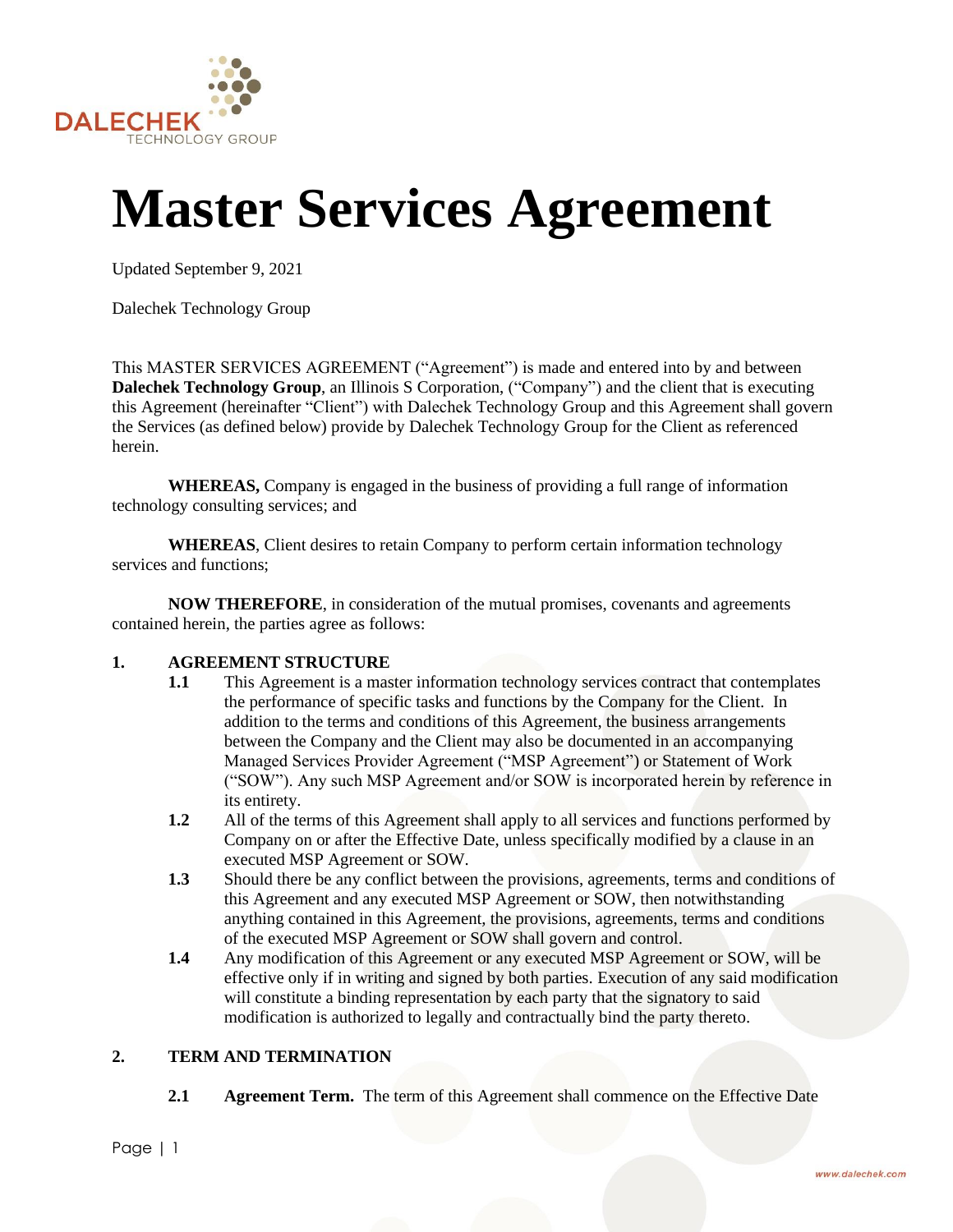# Master Services Agreement

Updated September 9, 2021

Dalechek Technology Group

This MASTER SERVICES AGREEMENT ("Agreement") is made and entered into by and between **Dalechek Technology Group**, an Illinois S Corporation, ("Company") and the client that is executing this Agreement (hereinafter "Client") with Dalechek Technology Group and this Agreement shall govern the Services (as defined below) provide by Dalechek Technology Group for the Client as referenced herein.

**WHEREAS,** Company is engaged in the business of providing a full range of information technology consulting services; and

**WHEREAS**, Client desires to retain Company to perform certain information technology services and functions;

**NOW THEREFORE**, in consideration of the mutual promises, covenants and agreements contained herein, the parties agree as follows:

## 1. AGREEMENT STRUCTURE

**1.1** This Agreement is a master information technology services contract that contemplates the performance of specific tasks and functions by the Company for the Client. In addition to the terms and conditions of this Agreement, the business arrangements between the Company and the Client may also be documented in an accompanying Managed Services Provider Agreement ("MSP Agreement") or Statement of Work ("SOW"). Any such MSP Agreement and/or SOW is incorporated herein by reference in its entirety.

**1.2** All of the terms of this Agreement shall apply to all services and functions performed by Company on or after the Effective Date, unless specifically modified by a clause in an executed MSP Agreement or SOW.

**1.3** Should there be any conflict between the provisions, agreements, terms and conditions of this Agreement and any executed MSP Agreement or SOW, then notwithstanding anything contained in this Agreement, the provisions, agreements, terms and conditions of the executed MSP Agreement or SOW shall govern and control.

**1.4** Any modification of this Agreement or any executed MSP Agreement or SOW, will be effective only if in writing and signed by both parties. Execution of any said modification will constitute a binding representation by each party that the signatory to said modification is authorized to legally and contractually bind the party thereto.

## 2. TERM AND TERMINATION

**2.1** **Agreement Term.** The term of this Agreement shall commence on the Effective Date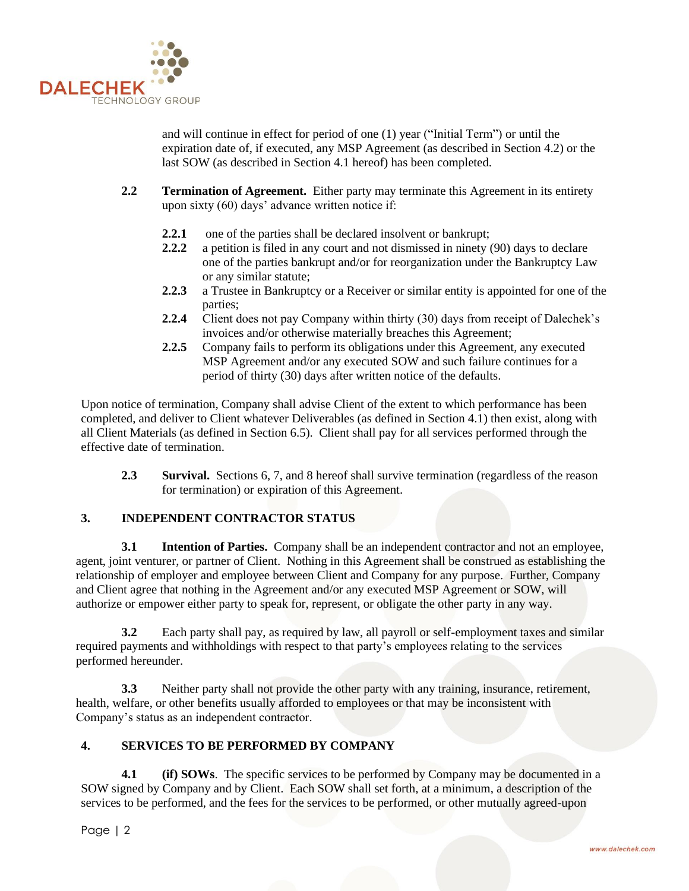and will continue in effect for period of one (1) year ("Initial Term") or until the expiration date of, if executed, any MSP Agreement (as described in Section 4.2) or the last SOW (as described in Section 4.1 hereof) has been completed.

**2.2** **Termination of Agreement.** Either party may terminate this Agreement in its entirety upon sixty (60) days' advance written notice if:

- **2.2.1** one of the parties shall be declared insolvent or bankrupt;
- **2.2.2** a petition is filed in any court and not dismissed in ninety (90) days to declare one of the parties bankrupt and/or for reorganization under the Bankruptcy Law or any similar statute;
- **2.2.3** a Trustee in Bankruptcy or a Receiver or similar entity is appointed for one of the parties;
- **2.2.4** Client does not pay Company within thirty (30) days from receipt of Dalechek's invoices and/or otherwise materially breaches this Agreement;
- **2.2.5** Company fails to perform its obligations under this Agreement, any executed MSP Agreement and/or any executed SOW and such failure continues for a period of thirty (30) days after written notice of the defaults.

Upon notice of termination, Company shall advise Client of the extent to which performance has been completed, and deliver to Client whatever Deliverables (as defined in Section 4.1) then exist, along with all Client Materials (as defined in Section 6.5). Client shall pay for all services performed through the effective date of termination.

**2.3** **Survival.** Sections 6, 7, and 8 hereof shall survive termination (regardless of the reason for termination) or expiration of this Agreement.

## 3. INDEPENDENT CONTRACTOR STATUS

**3.1** **Intention of Parties.** Company shall be an independent contractor and not an employee, agent, joint venturer, or partner of Client. Nothing in this Agreement shall be construed as establishing the relationship of employer and employee between Client and Company for any purpose. Further, Company and Client agree that nothing in the Agreement and/or any executed MSP Agreement or SOW, will authorize or empower either party to speak for, represent, or obligate the other party in any way.

**3.2** Each party shall pay, as required by law, all payroll or self-employment taxes and similar required payments and withholdings with respect to that party's employees relating to the services performed hereunder.

**3.3** Neither party shall not provide the other party with any training, insurance, retirement, health, welfare, or other benefits usually afforded to employees or that may be inconsistent with Company's status as an independent contractor.

## 4. SERVICES TO BE PERFORMED BY COMPANY

**4.1** **(if) SOWs**. The specific services to be performed by Company may be documented in a SOW signed by Company and by Client. Each SOW shall set forth, at a minimum, a description of the services to be performed, and the fees for the services to be performed, or other mutually agreed-upon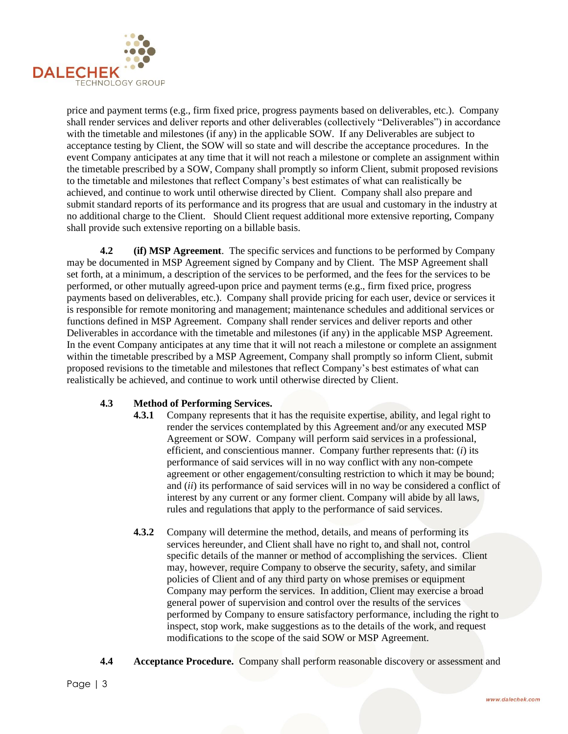price and payment terms (e.g., firm fixed price, progress payments based on deliverables, etc.). Company shall render services and deliver reports and other deliverables (collectively "Deliverables") in accordance with the timetable and milestones (if any) in the applicable SOW. If any Deliverables are subject to acceptance testing by Client, the SOW will so state and will describe the acceptance procedures. In the event Company anticipates at any time that it will not reach a milestone or complete an assignment within the timetable prescribed by a SOW, Company shall promptly so inform Client, submit proposed revisions to the timetable and milestones that reflect Company's best estimates of what can realistically be achieved, and continue to work until otherwise directed by Client. Company shall also prepare and submit standard reports of its performance and its progress that are usual and customary in the industry at no additional charge to the Client. Should Client request additional more extensive reporting, Company shall provide such extensive reporting on a billable basis.

**4.2 (if) MSP Agreement**. The specific services and functions to be performed by Company may be documented in MSP Agreement signed by Company and by Client. The MSP Agreement shall set forth, at a minimum, a description of the services to be performed, and the fees for the services to be performed, or other mutually agreed-upon price and payment terms (e.g., firm fixed price, progress payments based on deliverables, etc.). Company shall provide pricing for each user, device or services it is responsible for remote monitoring and management; maintenance schedules and additional services or functions defined in MSP Agreement. Company shall render services and deliver reports and other Deliverables in accordance with the timetable and milestones (if any) in the applicable MSP Agreement. In the event Company anticipates at any time that it will not reach a milestone or complete an assignment within the timetable prescribed by a MSP Agreement, Company shall promptly so inform Client, submit proposed revisions to the timetable and milestones that reflect Company's best estimates of what can realistically be achieved, and continue to work until otherwise directed by Client.

**4.3 Method of Performing Services.**

**4.3.1** Company represents that it has the requisite expertise, ability, and legal right to render the services contemplated by this Agreement and/or any executed MSP Agreement or SOW. Company will perform said services in a professional, efficient, and conscientious manner. Company further represents that: (*i*) its performance of said services will in no way conflict with any non-compete agreement or other engagement/consulting restriction to which it may be bound; and (*ii*) its performance of said services will in no way be considered a conflict of interest by any current or any former client. Company will abide by all laws, rules and regulations that apply to the performance of said services.

**4.3.2** Company will determine the method, details, and means of performing its services hereunder, and Client shall have no right to, and shall not, control specific details of the manner or method of accomplishing the services. Client may, however, require Company to observe the security, safety, and similar policies of Client and of any third party on whose premises or equipment Company may perform the services. In addition, Client may exercise a broad general power of supervision and control over the results of the services performed by Company to ensure satisfactory performance, including the right to inspect, stop work, make suggestions as to the details of the work, and request modifications to the scope of the said SOW or MSP Agreement.

**4.4 Acceptance Procedure.** Company shall perform reasonable discovery or assessment and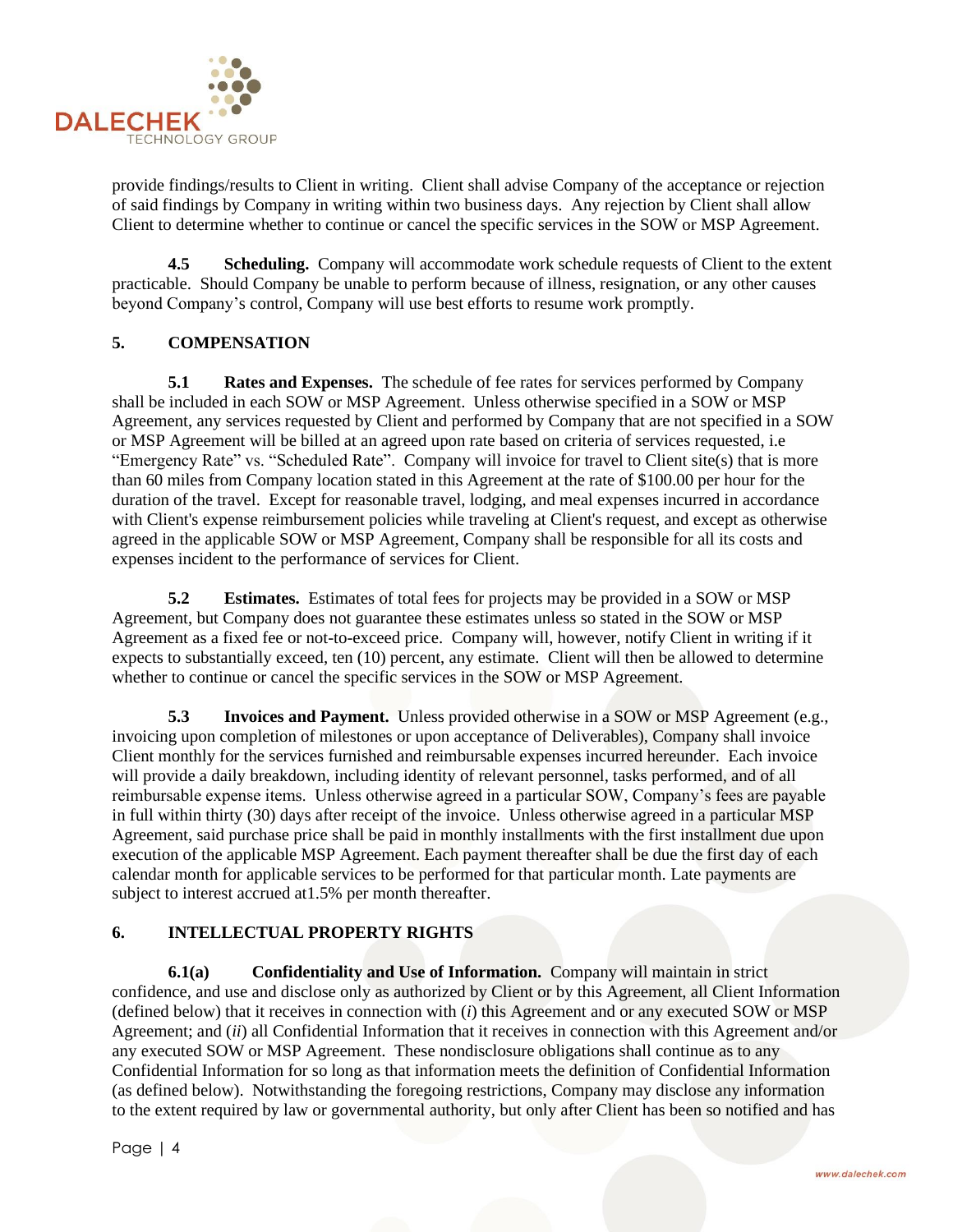provide findings/results to Client in writing. Client shall advise Company of the acceptance or rejection of said findings by Company in writing within two business days. Any rejection by Client shall allow Client to determine whether to continue or cancel the specific services in the SOW or MSP Agreement.

**4.5 Scheduling.** Company will accommodate work schedule requests of Client to the extent practicable. Should Company be unable to perform because of illness, resignation, or any other causes beyond Company's control, Company will use best efforts to resume work promptly.

## 5. COMPENSATION

**5.1 Rates and Expenses.** The schedule of fee rates for services performed by Company shall be included in each SOW or MSP Agreement. Unless otherwise specified in a SOW or MSP Agreement, any services requested by Client and performed by Company that are not specified in a SOW or MSP Agreement will be billed at an agreed upon rate based on criteria of services requested, i.e "Emergency Rate" vs. "Scheduled Rate". Company will invoice for travel to Client site(s) that is more than 60 miles from Company location stated in this Agreement at the rate of $100.00 per hour for the duration of the travel. Except for reasonable travel, lodging, and meal expenses incurred in accordance with Client's expense reimbursement policies while traveling at Client's request, and except as otherwise agreed in the applicable SOW or MSP Agreement, Company shall be responsible for all its costs and expenses incident to the performance of services for Client.

**5.2 Estimates.** Estimates of total fees for projects may be provided in a SOW or MSP Agreement, but Company does not guarantee these estimates unless so stated in the SOW or MSP Agreement as a fixed fee or not-to-exceed price. Company will, however, notify Client in writing if it expects to substantially exceed, ten (10) percent, any estimate. Client will then be allowed to determine whether to continue or cancel the specific services in the SOW or MSP Agreement.

**5.3 Invoices and Payment.** Unless provided otherwise in a SOW or MSP Agreement (e.g., invoicing upon completion of milestones or upon acceptance of Deliverables), Company shall invoice Client monthly for the services furnished and reimbursable expenses incurred hereunder. Each invoice will provide a daily breakdown, including identity of relevant personnel, tasks performed, and of all reimbursable expense items. Unless otherwise agreed in a particular SOW, Company's fees are payable in full within thirty (30) days after receipt of the invoice. Unless otherwise agreed in a particular MSP Agreement, said purchase price shall be paid in monthly installments with the first installment due upon execution of the applicable MSP Agreement. Each payment thereafter shall be due the first day of each calendar month for applicable services to be performed for that particular month. Late payments are subject to interest accrued at1.5% per month thereafter.

## 6. INTELLECTUAL PROPERTY RIGHTS

**6.1(a) Confidentiality and Use of Information.** Company will maintain in strict confidence, and use and disclose only as authorized by Client or by this Agreement, all Client Information (defined below) that it receives in connection with (*i*) this Agreement and or any executed SOW or MSP Agreement; and (*ii*) all Confidential Information that it receives in connection with this Agreement and/or any executed SOW or MSP Agreement. These nondisclosure obligations shall continue as to any Confidential Information for so long as that information meets the definition of Confidential Information (as defined below). Notwithstanding the foregoing restrictions, Company may disclose any information to the extent required by law or governmental authority, but only after Client has been so notified and has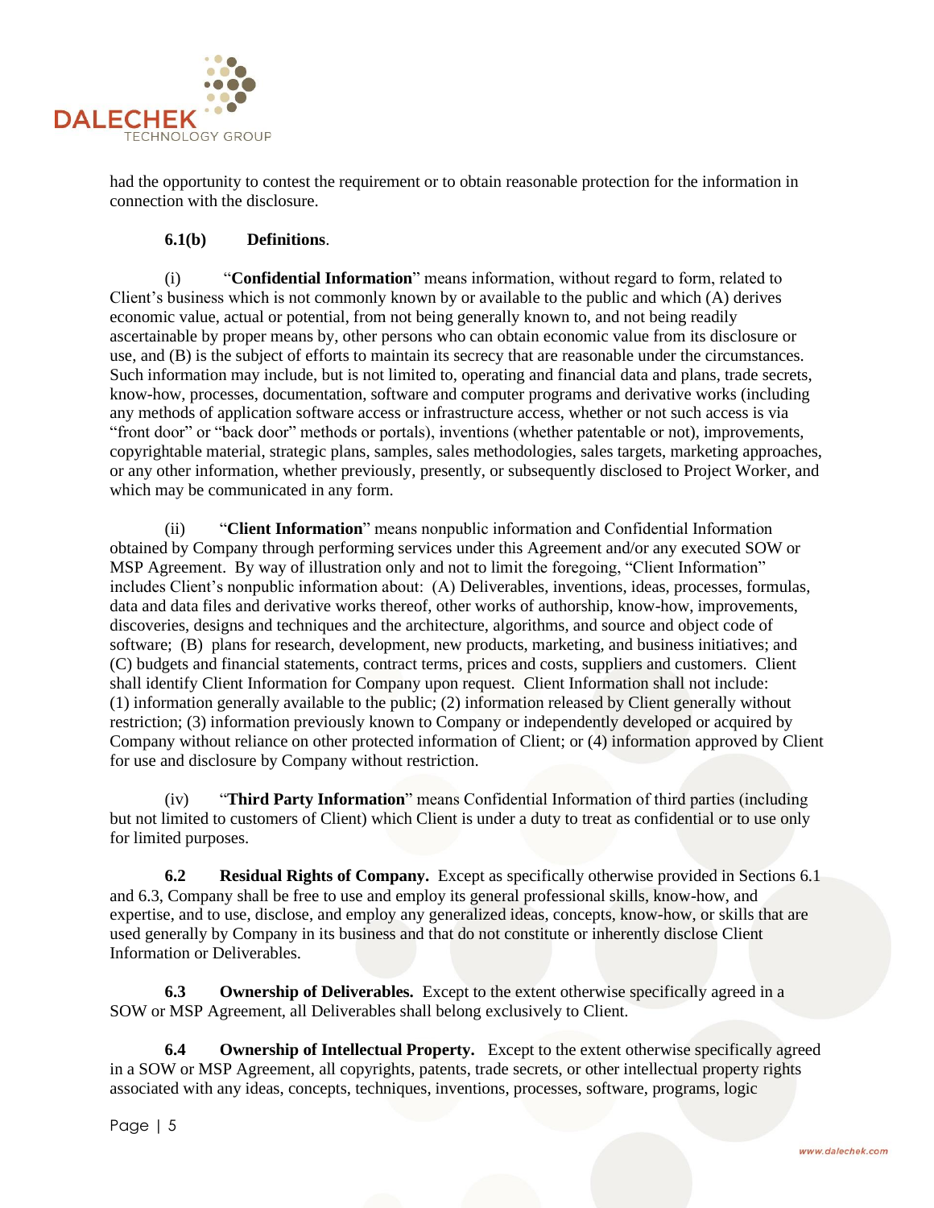had the opportunity to contest the requirement or to obtain reasonable protection for the information in connection with the disclosure.

**6.1(b) Definitions**.

(i) "**Confidential Information**" means information, without regard to form, related to Client's business which is not commonly known by or available to the public and which (A) derives economic value, actual or potential, from not being generally known to, and not being readily ascertainable by proper means by, other persons who can obtain economic value from its disclosure or use, and (B) is the subject of efforts to maintain its secrecy that are reasonable under the circumstances. Such information may include, but is not limited to, operating and financial data and plans, trade secrets, know-how, processes, documentation, software and computer programs and derivative works (including any methods of application software access or infrastructure access, whether or not such access is via "front door" or "back door" methods or portals), inventions (whether patentable or not), improvements, copyrightable material, strategic plans, samples, sales methodologies, sales targets, marketing approaches, or any other information, whether previously, presently, or subsequently disclosed to Project Worker, and which may be communicated in any form.

(ii) "**Client Information**" means nonpublic information and Confidential Information obtained by Company through performing services under this Agreement and/or any executed SOW or MSP Agreement. By way of illustration only and not to limit the foregoing, "Client Information" includes Client's nonpublic information about: (A) Deliverables, inventions, ideas, processes, formulas, data and data files and derivative works thereof, other works of authorship, know-how, improvements, discoveries, designs and techniques and the architecture, algorithms, and source and object code of software; (B) plans for research, development, new products, marketing, and business initiatives; and (C) budgets and financial statements, contract terms, prices and costs, suppliers and customers. Client shall identify Client Information for Company upon request. Client Information shall not include: (1) information generally available to the public; (2) information released by Client generally without restriction; (3) information previously known to Company or independently developed or acquired by Company without reliance on other protected information of Client; or (4) information approved by Client for use and disclosure by Company without restriction.

(iv) "**Third Party Information**" means Confidential Information of third parties (including but not limited to customers of Client) which Client is under a duty to treat as confidential or to use only for limited purposes.

**6.2 Residual Rights of Company.** Except as specifically otherwise provided in Sections 6.1 and 6.3, Company shall be free to use and employ its general professional skills, know-how, and expertise, and to use, disclose, and employ any generalized ideas, concepts, know-how, or skills that are used generally by Company in its business and that do not constitute or inherently disclose Client Information or Deliverables.

**6.3 Ownership of Deliverables.** Except to the extent otherwise specifically agreed in a SOW or MSP Agreement, all Deliverables shall belong exclusively to Client.

**6.4 Ownership of Intellectual Property.** Except to the extent otherwise specifically agreed in a SOW or MSP Agreement, all copyrights, patents, trade secrets, or other intellectual property rights associated with any ideas, concepts, techniques, inventions, processes, software, programs, logic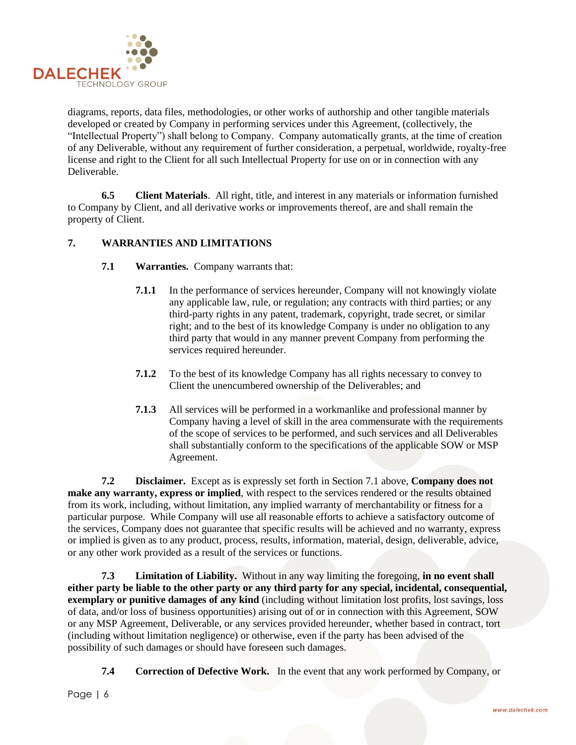diagrams, reports, data files, methodologies, or other works of authorship and other tangible materials developed or created by Company in performing services under this Agreement, (collectively, the "Intellectual Property") shall belong to Company. Company automatically grants, at the time of creation of any Deliverable, without any requirement of further consideration, a perpetual, worldwide, royalty-free license and right to the Client for all such Intellectual Property for use on or in connection with any Deliverable.

**6.5 Client Materials**. All right, title, and interest in any materials or information furnished to Company by Client, and all derivative works or improvements thereof, are and shall remain the property of Client.

## 7. WARRANTIES AND LIMITATIONS

**7.1 Warranties.** Company warrants that:

**7.1.1** In the performance of services hereunder, Company will not knowingly violate any applicable law, rule, or regulation; any contracts with third parties; or any third-party rights in any patent, trademark, copyright, trade secret, or similar right; and to the best of its knowledge Company is under no obligation to any third party that would in any manner prevent Company from performing the services required hereunder.

**7.1.2** To the best of its knowledge Company has all rights necessary to convey to Client the unencumbered ownership of the Deliverables; and

**7.1.3** All services will be performed in a workmanlike and professional manner by Company having a level of skill in the area commensurate with the requirements of the scope of services to be performed, and such services and all Deliverables shall substantially conform to the specifications of the applicable SOW or MSP Agreement.

**7.2 Disclaimer.** Except as is expressly set forth in Section 7.1 above, **Company does not make any warranty, express or implied**, with respect to the services rendered or the results obtained from its work, including, without limitation, any implied warranty of merchantability or fitness for a particular purpose. While Company will use all reasonable efforts to achieve a satisfactory outcome of the services, Company does not guarantee that specific results will be achieved and no warranty, express or implied is given as to any product, process, results, information, material, design, deliverable, advice, or any other work provided as a result of the services or functions.

**7.3 Limitation of Liability.** Without in any way limiting the foregoing, **in no event shall either party be liable to the other party or any third party for any special, incidental, consequential, exemplary or punitive damages of any kind** (including without limitation lost profits, lost savings, loss of data, and/or loss of business opportunities) arising out of or in connection with this Agreement, SOW or any MSP Agreement, Deliverable, or any services provided hereunder, whether based in contract, tort (including without limitation negligence) or otherwise, even if the party has been advised of the possibility of such damages or should have foreseen such damages.

**7.4 Correction of Defective Work.** In the event that any work performed by Company, or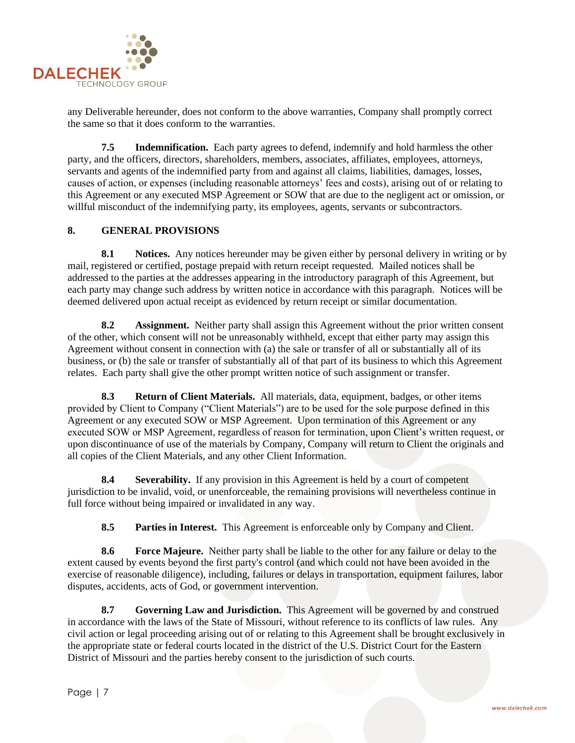any Deliverable hereunder, does not conform to the above warranties, Company shall promptly correct the same so that it does conform to the warranties.

**7.5 Indemnification.** Each party agrees to defend, indemnify and hold harmless the other party, and the officers, directors, shareholders, members, associates, affiliates, employees, attorneys, servants and agents of the indemnified party from and against all claims, liabilities, damages, losses, causes of action, or expenses (including reasonable attorneys' fees and costs), arising out of or relating to this Agreement or any executed MSP Agreement or SOW that are due to the negligent act or omission, or willful misconduct of the indemnifying party, its employees, agents, servants or subcontractors.

## 8. GENERAL PROVISIONS

**8.1 Notices.** Any notices hereunder may be given either by personal delivery in writing or by mail, registered or certified, postage prepaid with return receipt requested. Mailed notices shall be addressed to the parties at the addresses appearing in the introductory paragraph of this Agreement, but each party may change such address by written notice in accordance with this paragraph. Notices will be deemed delivered upon actual receipt as evidenced by return receipt or similar documentation.

**8.2 Assignment.** Neither party shall assign this Agreement without the prior written consent of the other, which consent will not be unreasonably withheld, except that either party may assign this Agreement without consent in connection with (a) the sale or transfer of all or substantially all of its business, or (b) the sale or transfer of substantially all of that part of its business to which this Agreement relates. Each party shall give the other prompt written notice of such assignment or transfer.

**8.3 Return of Client Materials.** All materials, data, equipment, badges, or other items provided by Client to Company ("Client Materials") are to be used for the sole purpose defined in this Agreement or any executed SOW or MSP Agreement. Upon termination of this Agreement or any executed SOW or MSP Agreement, regardless of reason for termination, upon Client's written request, or upon discontinuance of use of the materials by Company, Company will return to Client the originals and all copies of the Client Materials, and any other Client Information.

**8.4 Severability.** If any provision in this Agreement is held by a court of competent jurisdiction to be invalid, void, or unenforceable, the remaining provisions will nevertheless continue in full force without being impaired or invalidated in any way.

**8.5 Parties in Interest.** This Agreement is enforceable only by Company and Client.

**8.6 Force Majeure.** Neither party shall be liable to the other for any failure or delay to the extent caused by events beyond the first party's control (and which could not have been avoided in the exercise of reasonable diligence), including, failures or delays in transportation, equipment failures, labor disputes, accidents, acts of God, or government intervention.

**8.7 Governing Law and Jurisdiction.** This Agreement will be governed by and construed in accordance with the laws of the State of Missouri, without reference to its conflicts of law rules. Any civil action or legal proceeding arising out of or relating to this Agreement shall be brought exclusively in the appropriate state or federal courts located in the district of the U.S. District Court for the Eastern District of Missouri and the parties hereby consent to the jurisdiction of such courts.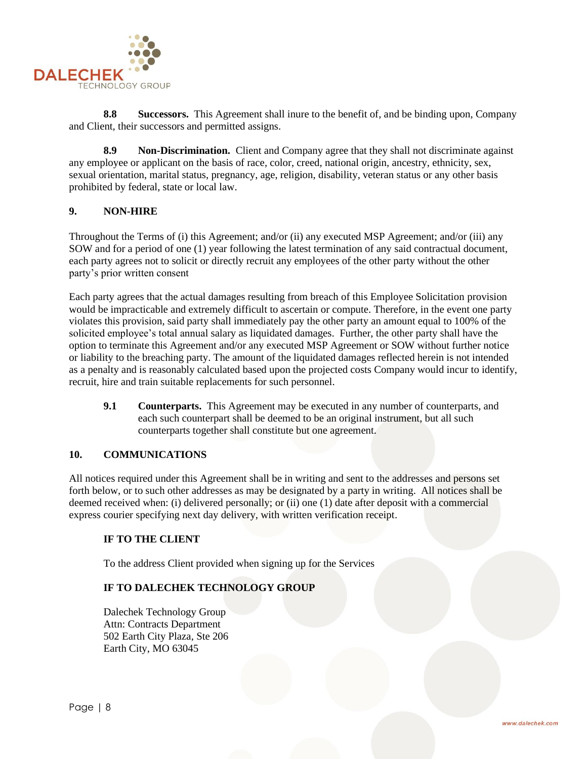**8.8 Successors.** This Agreement shall inure to the benefit of, and be binding upon, Company and Client, their successors and permitted assigns.

**8.9 Non-Discrimination.** Client and Company agree that they shall not discriminate against any employee or applicant on the basis of race, color, creed, national origin, ancestry, ethnicity, sex, sexual orientation, marital status, pregnancy, age, religion, disability, veteran status or any other basis prohibited by federal, state or local law.

## 9. NON-HIRE

Throughout the Terms of (i) this Agreement; and/or (ii) any executed MSP Agreement; and/or (iii) any SOW and for a period of one (1) year following the latest termination of any said contractual document, each party agrees not to solicit or directly recruit any employees of the other party without the other party's prior written consent

Each party agrees that the actual damages resulting from breach of this Employee Solicitation provision would be impracticable and extremely difficult to ascertain or compute. Therefore, in the event one party violates this provision, said party shall immediately pay the other party an amount equal to 100% of the solicited employee's total annual salary as liquidated damages. Further, the other party shall have the option to terminate this Agreement and/or any executed MSP Agreement or SOW without further notice or liability to the breaching party. The amount of the liquidated damages reflected herein is not intended as a penalty and is reasonably calculated based upon the projected costs Company would incur to identify, recruit, hire and train suitable replacements for such personnel.

**9.1 Counterparts.** This Agreement may be executed in any number of counterparts, and each such counterpart shall be deemed to be an original instrument, but all such counterparts together shall constitute but one agreement.

## 10. COMMUNICATIONS

All notices required under this Agreement shall be in writing and sent to the addresses and persons set forth below, or to such other addresses as may be designated by a party in writing. All notices shall be deemed received when: (i) delivered personally; or (ii) one (1) date after deposit with a commercial express courier specifying next day delivery, with written verification receipt.

**IF TO THE CLIENT**

To the address Client provided when signing up for the Services

**IF TO DALECHEK TECHNOLOGY GROUP**

Dalechek Technology Group
Attn: Contracts Department
502 Earth City Plaza, Ste 206
Earth City, MO 63045